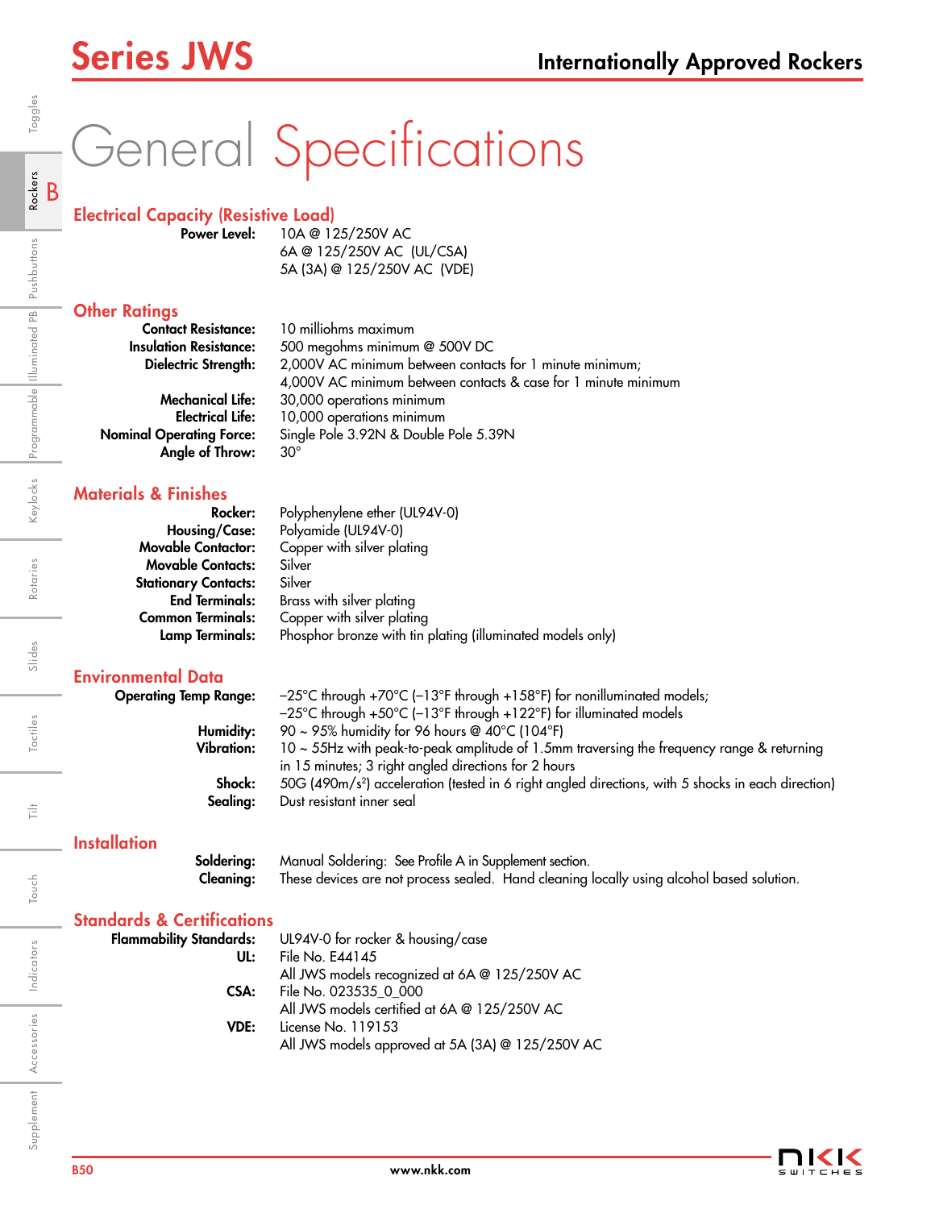# Series JWS

## Internationally Approved Rockers

# General Specifications

### Electrical Capacity (Resistive Load)

**Power Level:** 10A @ 125/250V AC
6A @ 125/250V AC (UL/CSA)
5A (3A) @ 125/250V AC (VDE)

### Other Ratings

**Contact Resistance:** 10 milliohms maximum
**Insulation Resistance:** 500 megohms minimum @ 500V DC
**Dielectric Strength:** 2,000V AC minimum between contacts for 1 minute minimum;
4,000V AC minimum between contacts & case for 1 minute minimum
**Mechanical Life:** 30,000 operations minimum
**Electrical Life:** 10,000 operations minimum
**Nominal Operating Force:** Single Pole 3.92N & Double Pole 5.39N
**Angle of Throw:** 30°

### Materials & Finishes

**Rocker:** Polyphenylene ether (UL94V-0)
**Housing/Case:** Polyamide (UL94V-0)
**Movable Contactor:** Copper with silver plating
**Movable Contacts:** Silver
**Stationary Contacts:** Silver
**End Terminals:** Brass with silver plating
**Common Terminals:** Copper with silver plating
**Lamp Terminals:** Phosphor bronze with tin plating (illuminated models only)

### Environmental Data

**Operating Temp Range:** –25°C through +70°C (–13°F through +158°F) for nonilluminated models;
–25°C through +50°C (–13°F through +122°F) for illuminated models
**Humidity:** 90 ~ 95% humidity for 96 hours @ 40°C (104°F)
**Vibration:** 10 ~ 55Hz with peak-to-peak amplitude of 1.5mm traversing the frequency range & returning in 15 minutes; 3 right angled directions for 2 hours
**Shock:** 50G (490m/s$^2$) acceleration (tested in 6 right angled directions, with 5 shocks in each direction)
**Sealing:** Dust resistant inner seal

### Installation

**Soldering:** Manual Soldering: See Profile A in Supplement section.
**Cleaning:** These devices are not process sealed. Hand cleaning locally using alcohol based solution.

### Standards & Certifications

**Flammability Standards:** UL94V-0 for rocker & housing/case
**UL:** File No. E44145
All JWS models recognized at 6A @ 125/250V AC
**CSA:** File No. 023535_0_000
All JWS models certified at 6A @ 125/250V AC
**VDE:** License No. 119153
All JWS models approved at 5A (3A) @ 125/250V AC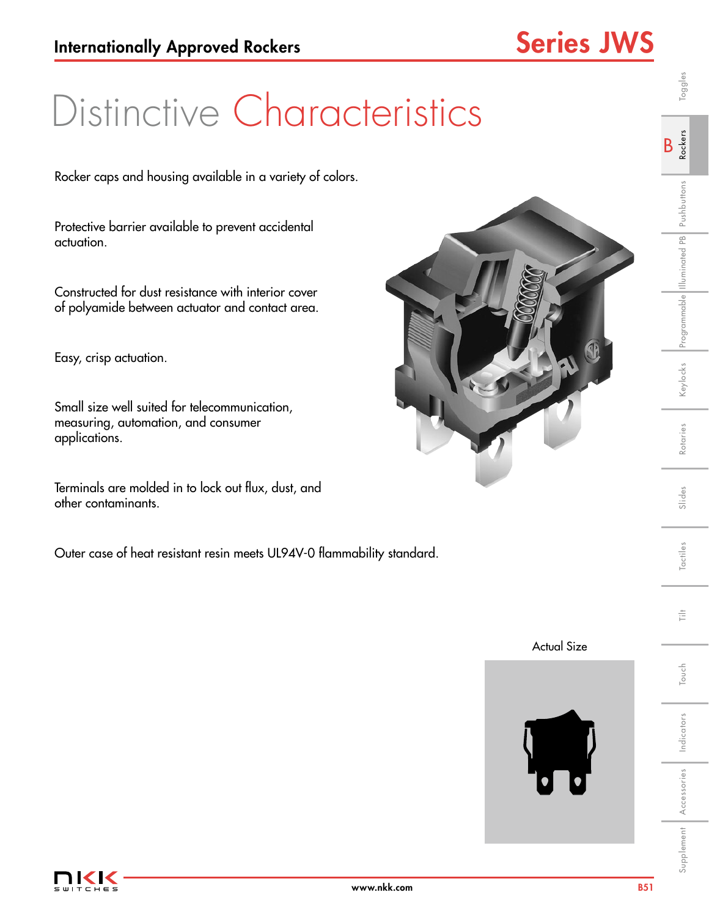# Distinctive Characteristics

Rocker caps and housing available in a variety of colors.

Protective barrier available to prevent accidental actuation.

Constructed for dust resistance with interior cover of polyamide between actuator and contact area.

Easy, crisp actuation.

Small size well suited for telecommunication, measuring, automation, and consumer applications.

Terminals are molded in to lock out flux, dust, and other contaminants.

Outer case of heat resistant resin meets UL94V-0 flammability standard.

Actual Size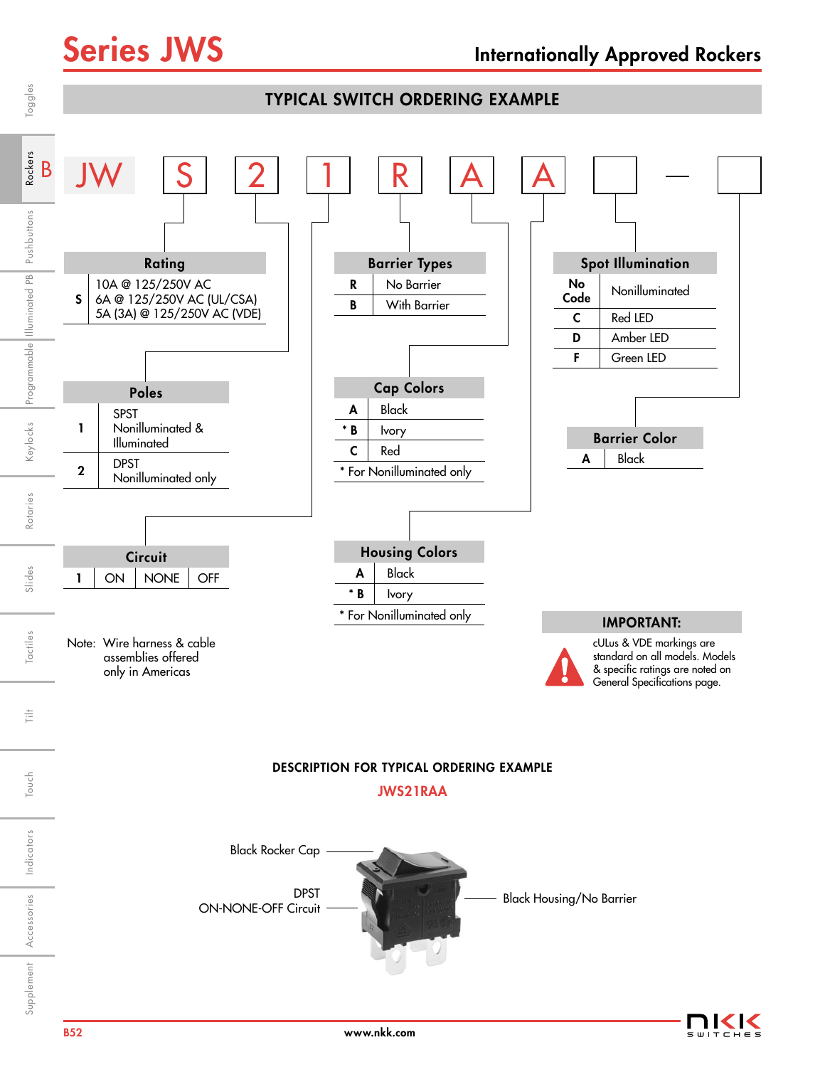# Series JWS

## Internationally Approved Rockers

### TYPICAL SWITCH ORDERING EXAMPLE

JW | S | 2 | 1 | R | A | A | ___ — ___

**Rating**

| | |
|---|---|
| S | 10A @ 125/250V AC<br>6A @ 125/250V AC (UL/CSA)<br>5A (3A) @ 125/250V AC (VDE) |

**Poles**

| | |
|---|---|
| 1 | SPST<br>Nonilluminated & Illuminated |
| 2 | DPST<br>Nonilluminated only |

**Circuit**

| | | | |
|---|---|---|---|
| 1 | ON | NONE | OFF |

Note: Wire harness & cable assemblies offered only in Americas

**Barrier Types**

| | |
|---|---|
| R | No Barrier |
| B | With Barrier |

**Cap Colors**

| | |
|---|---|
| A | Black |
| * B | Ivory |
| C | Red |

* For Nonilluminated only

**Housing Colors**

| | |
|---|---|
| A | Black |
| * B | Ivory |

* For Nonilluminated only

**Spot Illumination**

| | |
|---|---|
| No Code | Nonilluminated |
| C | Red LED |
| D | Amber LED |
| F | Green LED |

**Barrier Color**

| | |
|---|---|
| A | Black |

**IMPORTANT:**

cULus & VDE markings are standard on all models. Models & specific ratings are noted on General Specifications page.

### DESCRIPTION FOR TYPICAL ORDERING EXAMPLE

**JWS21RAA**

Black Rocker Cap

DPST ON-NONE-OFF Circuit

Black Housing/No Barrier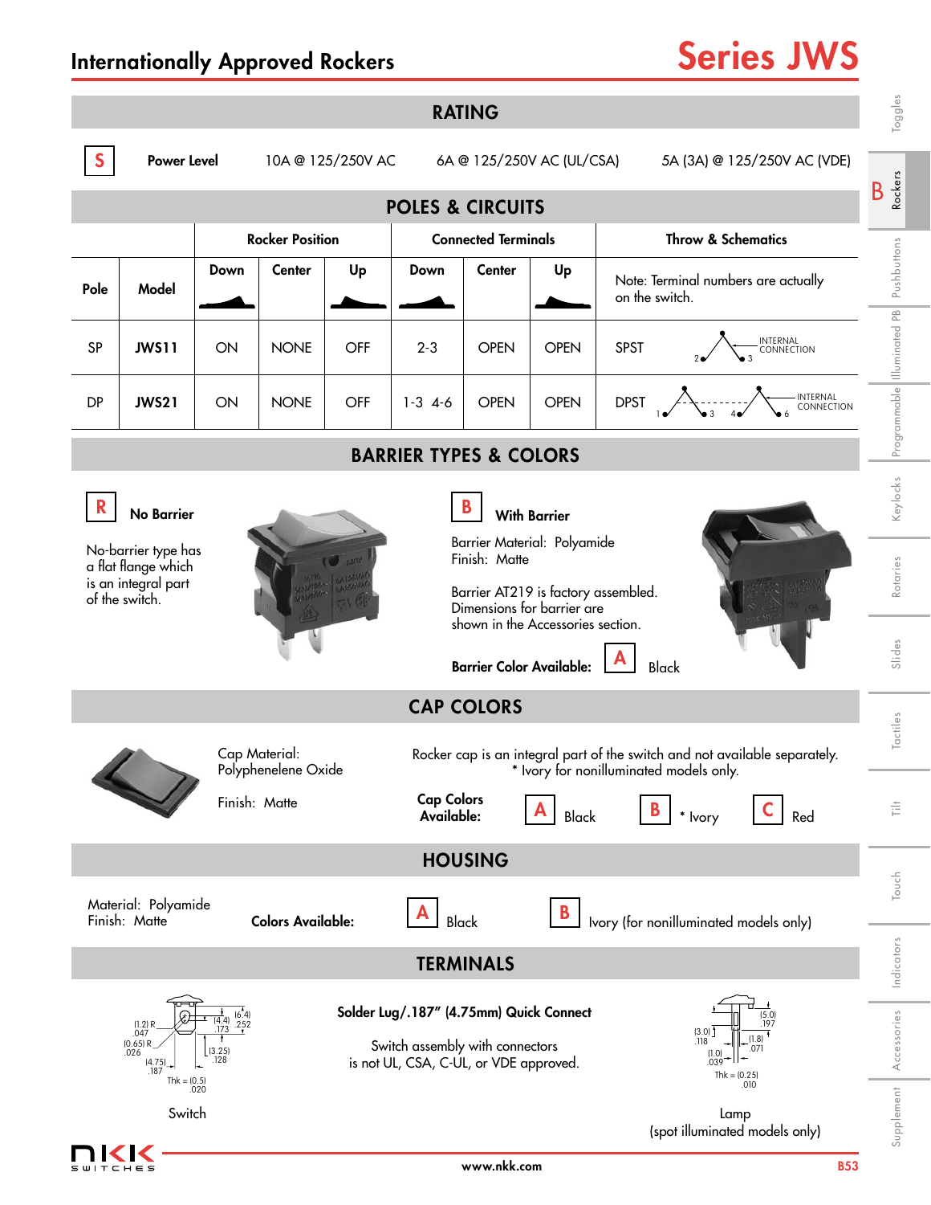# Internationally Approved Rockers

## Series JWS

## RATING

| | | | | |
|---|---|---|---|---|
| S | Power Level | 10A @ 125/250V AC | 6A @ 125/250V AC (UL/CSA) | 5A (3A) @ 125/250V AC (VDE) |

## POLES & CIRCUITS

| Pole | Model | Rocker Position | | | Connected Terminals | | | Throw & Schematics |
|---|---|---|---|---|---|---|---|---|
| | | Down | Center | Up | Down | Center | Up | Note: Terminal numbers are actually on the switch. |
| SP | JWS11 | ON | NONE | OFF | 2-3 | OPEN | OPEN | SPST — INTERNAL CONNECTION (2, 3) |
| DP | JWS21 | ON | NONE | OFF | 1-3 4-6 | OPEN | OPEN | DPST — INTERNAL CONNECTION (1, 3, 4, 6) |

## BARRIER TYPES & COLORS

**R** No Barrier

No-barrier type has a flat flange which is an integral part of the switch.

**B** With Barrier

Barrier Material: Polyamide
Finish: Matte

Barrier AT219 is factory assembled. Dimensions for barrier are shown in the Accessories section.

**Barrier Color Available:** **A** Black

## CAP COLORS

Cap Material: Polyphenelene Oxide

Finish: Matte

Rocker cap is an integral part of the switch and not available separately.
* Ivory for nonilluminated models only.

**Cap Colors Available:** **A** Black **B** * Ivory **C** Red

## HOUSING

Material: Polyamide
Finish: Matte

**Colors Available:** **A** Black **B** Ivory (for nonilluminated models only)

## TERMINALS

**Solder Lug/.187" (4.75mm) Quick Connect**

Switch assembly with connectors is not UL, CSA, C-UL, or VDE approved.

Switch: (1.2) R .047; (0.65) R .026; (4.75) .187; (4.4) .173; (6.4) .252; (3.25) .128; Thk = (0.5) .020

Lamp (spot illuminated models only): (5.0) .197; (3.0) .118; (1.8) .071; (1.0) .039; Thk = (0.25) .010

www.nkk.com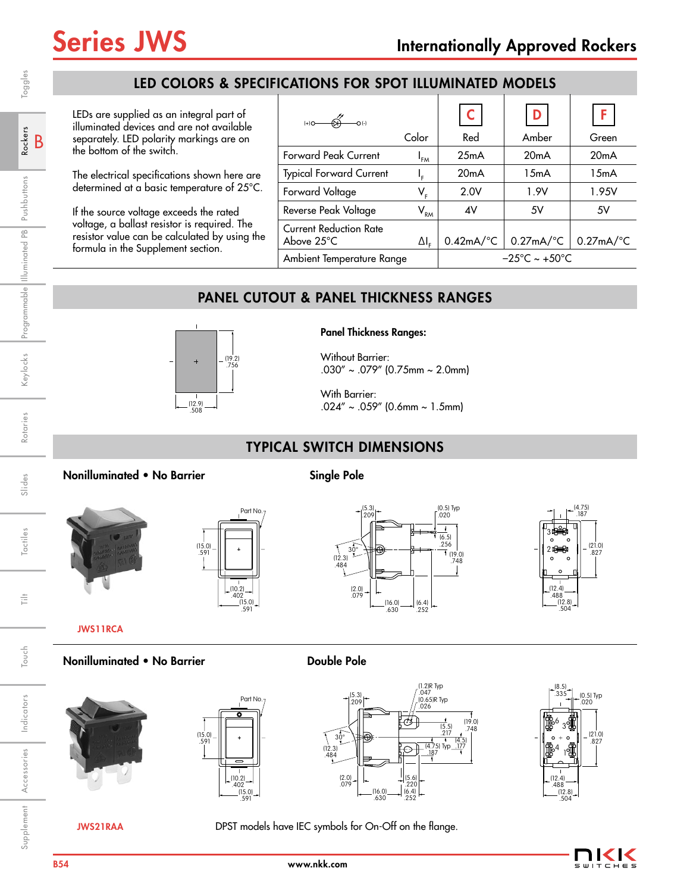# Series JWS

## Internationally Approved Rockers

## LED COLORS & SPECIFICATIONS FOR SPOT ILLUMINATED MODELS

LEDs are supplied as an integral part of illuminated devices and are not available separately. LED polarity markings are on the bottom of the switch.

The electrical specifications shown here are determined at a basic temperature of 25°C.

If the source voltage exceeds the rated voltage, a ballast resistor is required. The resistor value can be calculated by using the formula in the Supplement section.

| | Color | C Red | D Amber | F Green |
|---|---|---|---|---|
| Forward Peak Current | $I_{FM}$ | 25mA | 20mA | 20mA |
| Typical Forward Current | $I_F$ | 20mA | 15mA | 15mA |
| Forward Voltage | $V_F$ | 2.0V | 1.9V | 1.95V |
| Reverse Peak Voltage | $V_{RM}$ | 4V | 5V | 5V |
| Current Reduction Rate Above 25°C | $\Delta I_F$ | 0.42mA/°C | 0.27mA/°C | 0.27mA/°C |
| Ambient Temperature Range | | –25°C ~ +50°C | | |

## PANEL CUTOUT & PANEL THICKNESS RANGES

(19.2) .756

(12.9) .508

**Panel Thickness Ranges:**

Without Barrier:
.030" ~ .079" (0.75mm ~ 2.0mm)

With Barrier:
.024" ~ .059" (0.6mm ~ 1.5mm)

## TYPICAL SWITCH DIMENSIONS

**Nonilluminated • No Barrier** **Single Pole**

JWS11RCA

**Nonilluminated • No Barrier** **Double Pole**

JWS21RAA

DPST models have IEC symbols for On-Off on the flange.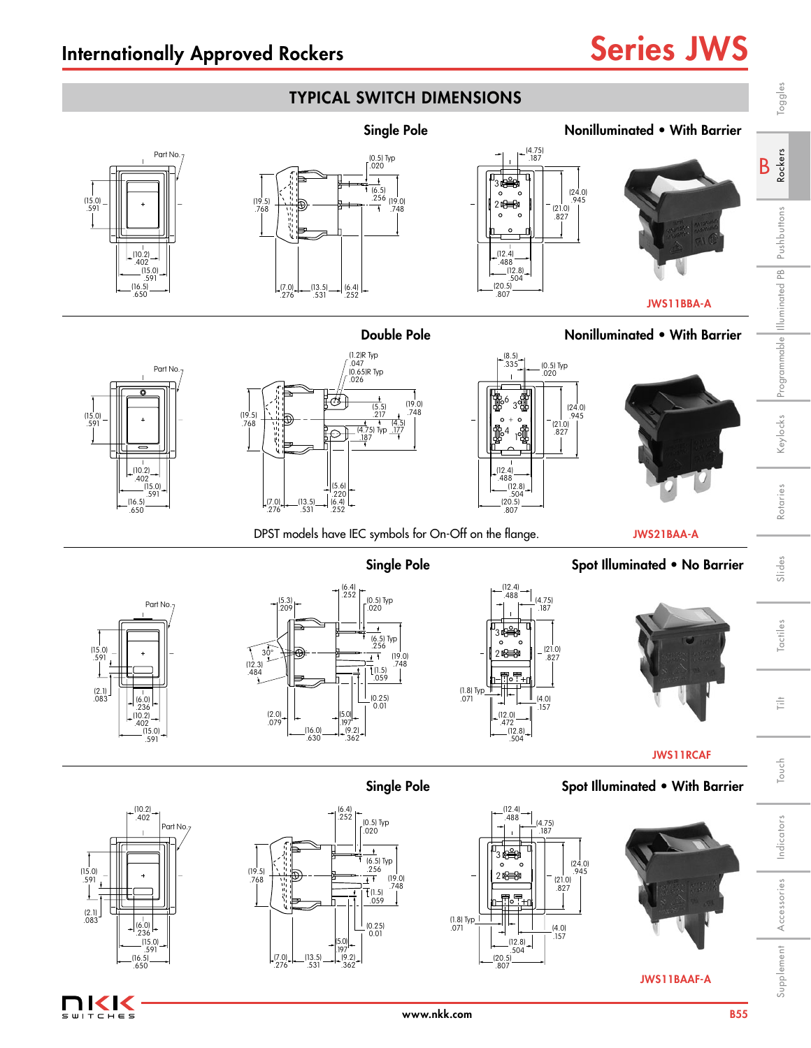# Internationally Approved Rockers

# Series JWS

## TYPICAL SWITCH DIMENSIONS

### Single Pole — Nonilluminated • With Barrier

Part No.

(15.0) .591

(10.2) .402

(15.0) .591

(16.5) .650

(0.5) Typ .020

(19.5) .768

(6.5) .256

(19.0) .748

(7.0) .276

(13.5) .531

(6.4) .252

(4.75) .187

(24.0) .945

(21.0) .827

(12.4) .488

(12.8) .504

(20.5) .807

JWS11BBA-A

### Double Pole — Nonilluminated • With Barrier

Part No.

(15.0) .591

(10.2) .402

(15.0) .591

(16.5) .650

(1.2)R Typ .047

(0.65)R Typ .026

(19.5) .768

(5.5) .217

(19.0) .748

(4.75) Typ .187

(4.5) .177

(5.6) .220

(7.0) .276

(13.5) .531

(6.4) .252

(8.5) .335

(0.5) Typ .020

(24.0) .945

(21.0) .827

(12.4) .488

(12.8) .504

(20.5) .807

DPST models have IEC symbols for On-Off on the flange.

JWS21BAA-A

### Single Pole — Spot Illuminated • No Barrier

Part No.

(15.0) .591

(2.1) .083

(6.0) .236

(10.2) .402

(15.0) .591

(6.4) .252

(5.3) .209

(0.5) Typ .020

30°

(12.3) .484

(6.5) Typ .256

(19.0) .748

(1.5) .059

(0.25) 0.01

(2.0) .079

(16.0) .630

(5.0) .197

(9.2) .362

(12.4) .488

(4.75) .187

(21.0) .827

(1.8) Typ .071

(4.0) .157

(12.0) .472

(12.8) .504

JWS11RCAF

### Single Pole — Spot Illuminated • With Barrier

(10.2) .402

Part No.

(15.0) .591

(2.1) .083

(6.0) .236

(15.0) .591

(16.5) .650

(6.4) .252

(0.5) Typ .020

(19.5) .768

(6.5) Typ .256

(19.0) .748

(1.5) .059

(0.25) 0.01

(5.0) .197

(7.0) .276

(13.5) .531

(9.2) .362

(12.4) .488

(4.75) .187

(24.0) .945

(21.0) .827

(1.8) Typ .071

(4.0) .157

(12.8) .504

(20.5) .807

JWS11BAAF-A

www.nkk.com